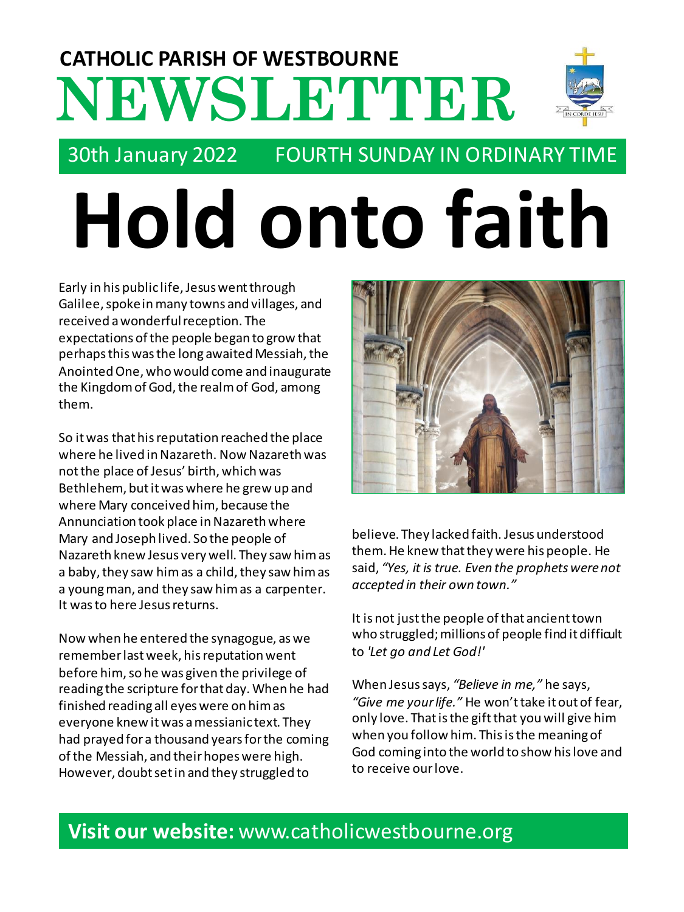**CATHOLIC PARISH OF WESTBOURNE**

# NEWSLETTER

30th January 2022 FOURTH SUNDAY IN ORDINARY TIME

# Hold onto faith

Early in his public life, Jesus went through Galilee, spoke in many towns and villages, and received a wonderful reception. The expectations of the people began to grow that perhaps this was the long awaited Messiah, the Anointed One, who would come and inaugurate the Kingdom of God, the realm of God, among them.

So it was that his reputation reached the place where he lived in Nazareth. Now Nazareth was not the place of Jesus' birth, which was Bethlehem, but it was where he grew up and where Mary conceived him, because the Annunciation took place in Nazareth where Mary and Joseph lived. So the people of Nazareth knew Jesus very well. They saw him as a baby, they saw him as a child, they saw him as a young man, and they saw him as a carpenter. It was to here Jesus returns.

Now when he entered the synagogue, as we remember last week, his reputation went before him, so he was given the privilege of reading the scripture for that day. When he had finished reading all eyes were on him as everyone knew it was a messianic text. They had prayed for a thousand years for the coming of the Messiah, and their hopes were high. However, doubt set in and they struggled to believe. They lacked faith. Jesus understood them. He knew that they were his people. He said, *"Yes, it is true. Even the prophets were not accepted in their own town."*

It is not just the people of that ancient town who struggled; millions of people find it difficult to *'Let go and Let God!'*

When Jesus says, *"Believe in me,"* he says, *"Give me your life."* He won't take it out of fear, only love. That is the gift that you will give him when you follow him. This is the meaning of God coming into the world to show his love and to receive our love.

**Visit our website:** www.catholicwestbourne.org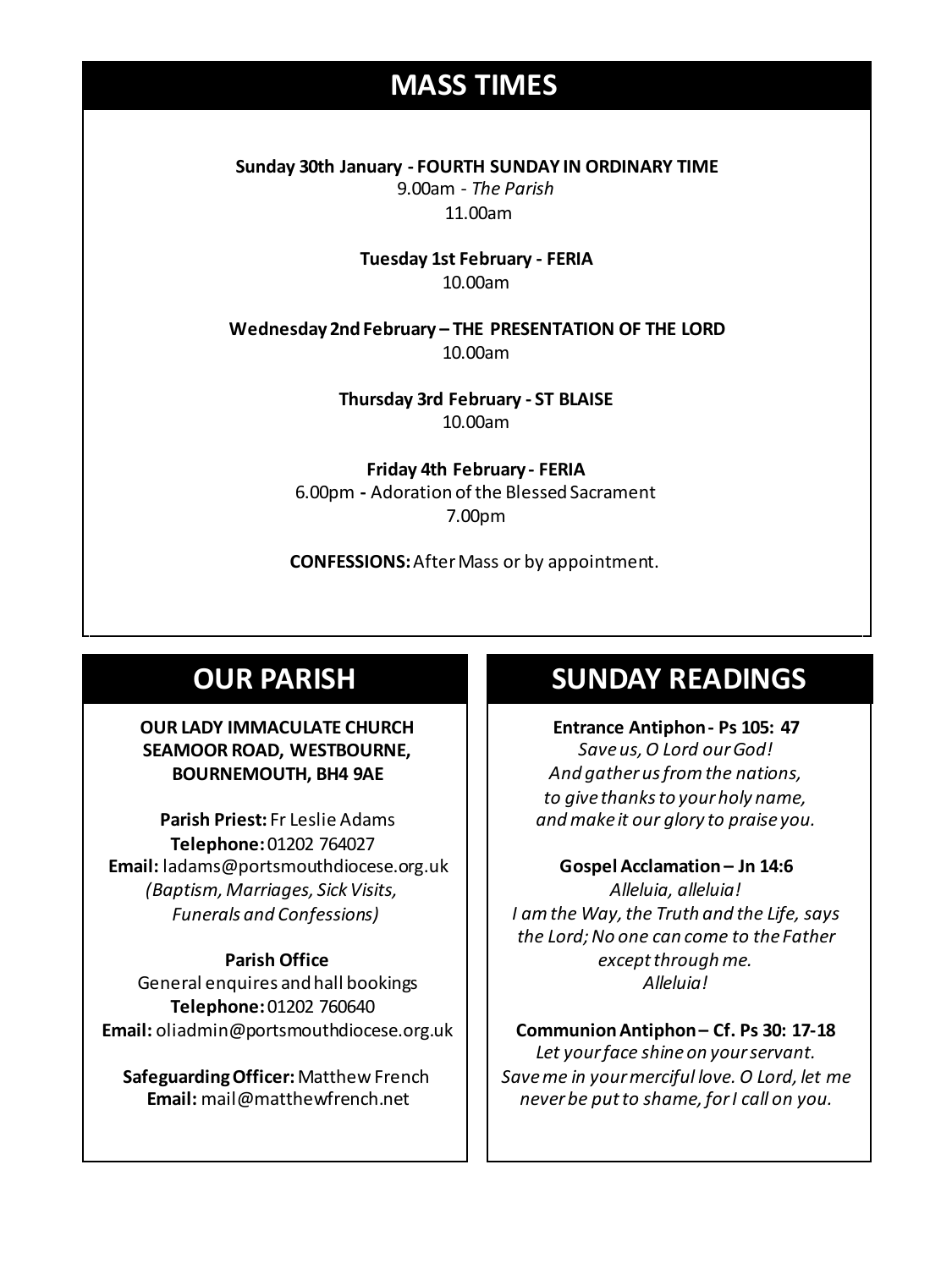## MASS TIMES

**Sunday 30th January - FOURTH SUNDAY IN ORDINARY TIME**
9.00am - *The Parish*
11.00am

**Tuesday 1st February - FERIA**
10.00am

**Wednesday 2nd February – THE PRESENTATION OF THE LORD**
10.00am

**Thursday 3rd February - ST BLAISE**
10.00am

**Friday 4th February - FERIA**
6.00pm - Adoration of the Blessed Sacrament
7.00pm

**CONFESSIONS:** After Mass or by appointment.

## OUR PARISH

**OUR LADY IMMACULATE CHURCH**
**SEAMOOR ROAD, WESTBOURNE, BOURNEMOUTH, BH4 9AE**

**Parish Priest:** Fr Leslie Adams
**Telephone:** 01202 764027
**Email:** ladams@portsmouthdiocese.org.uk
*(Baptism, Marriages, Sick Visits, Funerals and Confessions)*

**Parish Office**
General enquires and hall bookings
**Telephone:** 01202 760640
**Email:** oliadmin@portsmouthdiocese.org.uk

**Safeguarding Officer:** Matthew French
**Email:** mail@matthewfrench.net

## SUNDAY READINGS

**Entrance Antiphon - Ps 105: 47**
*Save us, O Lord our God!*
*And gather us from the nations,*
*to give thanks to your holy name,*
*and make it our glory to praise you.*

**Gospel Acclamation – Jn 14:6**
*Alleluia, alleluia!*
*I am the Way, the Truth and the Life, says the Lord; No one can come to the Father except through me.*
*Alleluia!*

**Communion Antiphon – Cf. Ps 30: 17-18**
*Let your face shine on your servant. Save me in your merciful love. O Lord, let me never be put to shame, for I call on you.*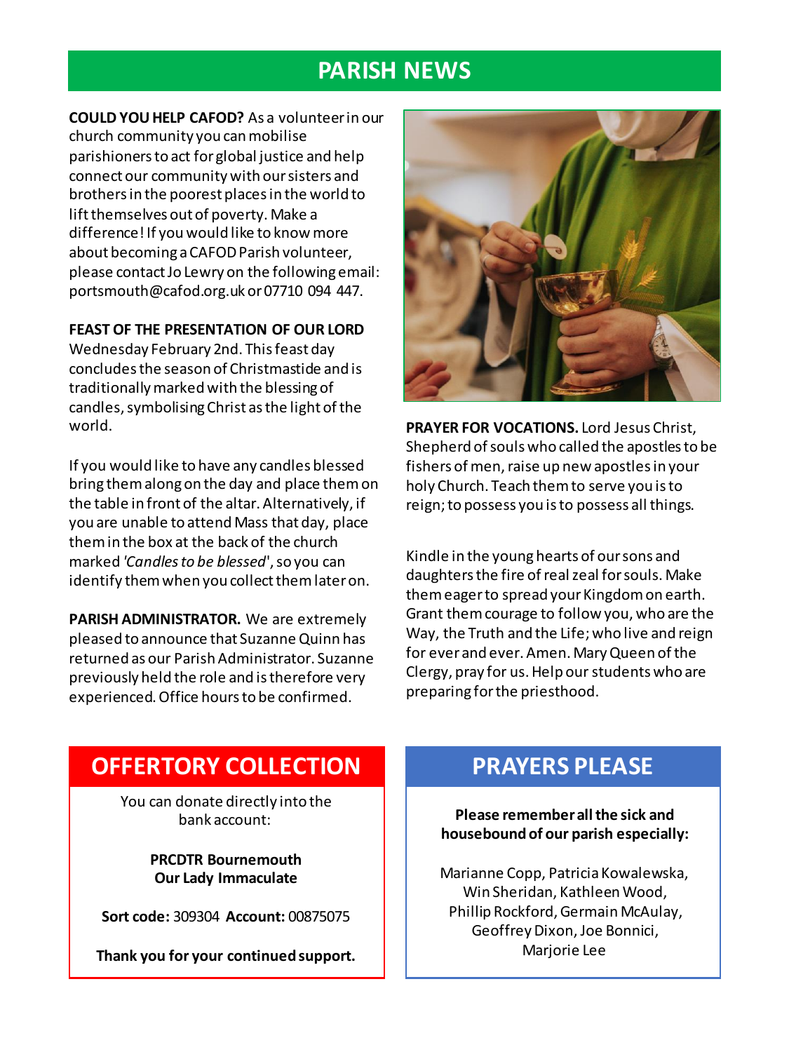# PARISH NEWS

**COULD YOU HELP CAFOD?** As a volunteer in our church community you can mobilise parishioners to act for global justice and help connect our community with our sisters and brothers in the poorest places in the world to lift themselves out of poverty. Make a difference! If you would like to know more about becoming a CAFOD Parish volunteer, please contact Jo Lewry on the following email: portsmouth@cafod.org.uk or 07710 094 447.

**FEAST OF THE PRESENTATION OF OUR LORD** Wednesday February 2nd. This feast day concludes the season of Christmastide and is traditionally marked with the blessing of candles, symbolising Christ as the light of the world.

If you would like to have any candles blessed bring them along on the day and place them on the table in front of the altar. Alternatively, if you are unable to attend Mass that day, place them in the box at the back of the church marked *'Candles to be blessed*', so you can identify them when you collect them later on.

**PARISH ADMINISTRATOR.** We are extremely pleased to announce that Suzanne Quinn has returned as our Parish Administrator. Suzanne previously held the role and is therefore very experienced. Office hours to be confirmed.

**PRAYER FOR VOCATIONS.** Lord Jesus Christ, Shepherd of souls who called the apostles to be fishers of men, raise up new apostles in your holy Church. Teach them to serve you is to reign; to possess you is to possess all things.

Kindle in the young hearts of our sons and daughters the fire of real zeal for souls. Make them eager to spread your Kingdom on earth. Grant them courage to follow you, who are the Way, the Truth and the Life; who live and reign for ever and ever. Amen. Mary Queen of the Clergy, pray for us. Help our students who are preparing for the priesthood.

## OFFERTORY COLLECTION

You can donate directly into the bank account:

**PRCDTR Bournemouth**
**Our Lady Immaculate**

**Sort code:** 309304 **Account:** 00875075

**Thank you for your continued support.**

## PRAYERS PLEASE

**Please remember all the sick and housebound of our parish especially:**

Marianne Copp, Patricia Kowalewska, Win Sheridan, Kathleen Wood, Phillip Rockford, Germain McAulay, Geoffrey Dixon, Joe Bonnici, Marjorie Lee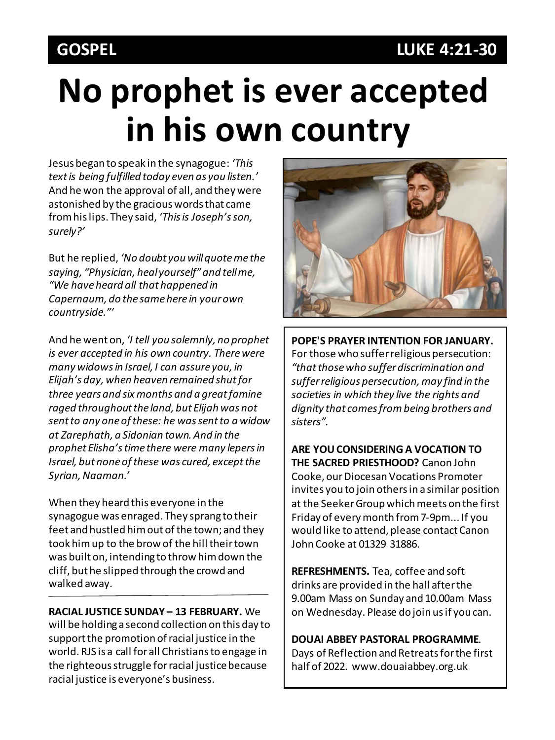**GOSPEL** **LUKE 4:21-30**

# No prophet is ever accepted in his own country

Jesus began to speak in the synagogue: *'This text is being fulfilled today even as you listen.'* And he won the approval of all, and they were astonished by the gracious words that came from his lips. They said, *'This is Joseph's son, surely?'*

But he replied, *'No doubt you will quote me the saying, "Physician, heal yourself" and tell me, "We have heard all that happened in Capernaum, do the same here in your own countryside."'*

And he went on, *'I tell you solemnly, no prophet is ever accepted in his own country. There were many widows in Israel, I can assure you, in Elijah's day, when heaven remained shut for three years and six months and a great famine raged throughout the land, but Elijah was not sent to any one of these: he was sent to a widow at Zarephath, a Sidonian town. And in the prophet Elisha's time there were many lepers in Israel, but none of these was cured, except the Syrian, Naaman.'*

When they heard this everyone in the synagogue was enraged. They sprang to their feet and hustled him out of the town; and they took him up to the brow of the hill their town was built on, intending to throw him down the cliff, but he slipped through the crowd and walked away.

---

**RACIAL JUSTICE SUNDAY – 13 FEBRUARY.** We will be holding a second collection on this day to support the promotion of racial justice in the world. RJS is a call for all Christians to engage in the righteous struggle for racial justice because racial justice is everyone's business.

**POPE'S PRAYER INTENTION FOR JANUARY.** For those who suffer religious persecution: *"that those who suffer discrimination and suffer religious persecution, may find in the societies in which they live the rights and dignity that comes from being brothers and sisters".*

**ARE YOU CONSIDERING A VOCATION TO THE SACRED PRIESTHOOD?** Canon John Cooke, our Diocesan Vocations Promoter invites you to join others in a similar position at the Seeker Group which meets on the first Friday of every month from 7-9pm... If you would like to attend, please contact Canon John Cooke at 01329 31886.

**REFRESHMENTS.** Tea, coffee and soft drinks are provided in the hall after the 9.00am Mass on Sunday and 10.00am Mass on Wednesday. Please do join us if you can.

**DOUAI ABBEY PASTORAL PROGRAMME**. Days of Reflection and Retreats for the first half of 2022. www.douaiabbey.org.uk